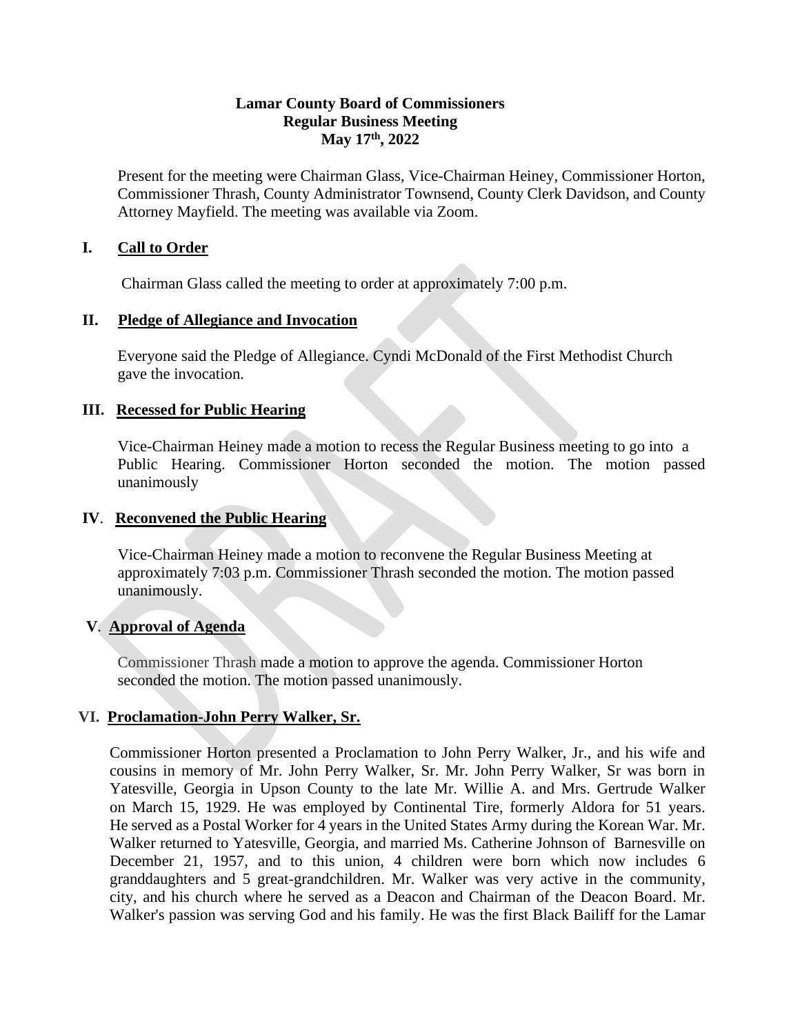**Lamar County Board of Commissioners**
**Regular Business Meeting**
**May 17th, 2022**

Present for the meeting were Chairman Glass, Vice-Chairman Heiney, Commissioner Horton, Commissioner Thrash, County Administrator Townsend, County Clerk Davidson, and County Attorney Mayfield. The meeting was available via Zoom.

## I. Call to Order

Chairman Glass called the meeting to order at approximately 7:00 p.m.

## II. Pledge of Allegiance and Invocation

Everyone said the Pledge of Allegiance. Cyndi McDonald of the First Methodist Church gave the invocation.

## III. Recessed for Public Hearing

Vice-Chairman Heiney made a motion to recess the Regular Business meeting to go into a Public Hearing. Commissioner Horton seconded the motion. The motion passed unanimously

## IV. Reconvened the Public Hearing

Vice-Chairman Heiney made a motion to reconvene the Regular Business Meeting at approximately 7:03 p.m. Commissioner Thrash seconded the motion. The motion passed unanimously.

## V. Approval of Agenda

Commissioner Thrash made a motion to approve the agenda. Commissioner Horton seconded the motion. The motion passed unanimously.

## VI. Proclamation-John Perry Walker, Sr.

Commissioner Horton presented a Proclamation to John Perry Walker, Jr., and his wife and cousins in memory of Mr. John Perry Walker, Sr. Mr. John Perry Walker, Sr was born in Yatesville, Georgia in Upson County to the late Mr. Willie A. and Mrs. Gertrude Walker on March 15, 1929. He was employed by Continental Tire, formerly Aldora for 51 years. He served as a Postal Worker for 4 years in the United States Army during the Korean War. Mr. Walker returned to Yatesville, Georgia, and married Ms. Catherine Johnson of Barnesville on December 21, 1957, and to this union, 4 children were born which now includes 6 granddaughters and 5 great-grandchildren. Mr. Walker was very active in the community, city, and his church where he served as a Deacon and Chairman of the Deacon Board. Mr. Walker's passion was serving God and his family. He was the first Black Bailiff for the Lamar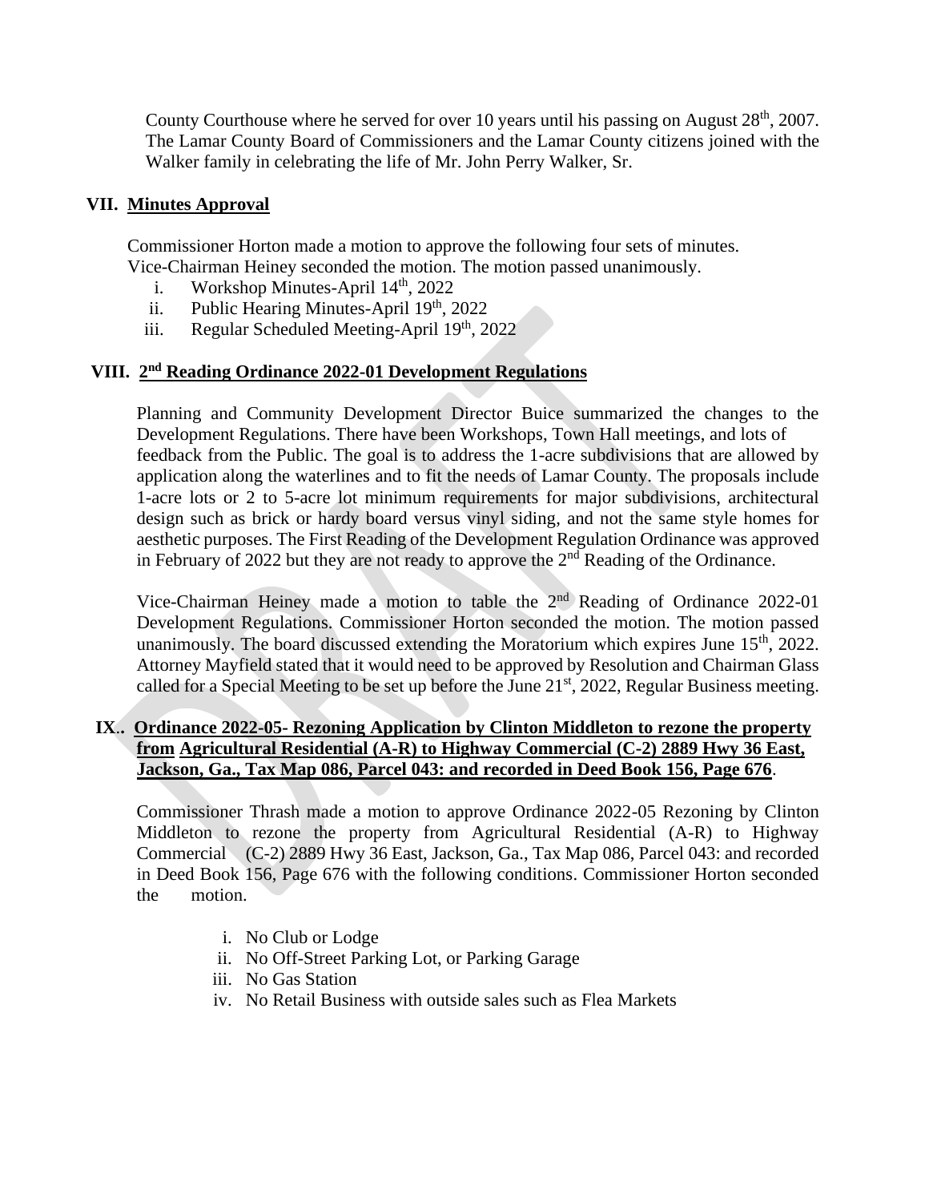County Courthouse where he served for over 10 years until his passing on August 28th, 2007. The Lamar County Board of Commissioners and the Lamar County citizens joined with the Walker family in celebrating the life of Mr. John Perry Walker, Sr.

## VII. Minutes Approval

Commissioner Horton made a motion to approve the following four sets of minutes. Vice-Chairman Heiney seconded the motion. The motion passed unanimously.

i. Workshop Minutes-April 14th, 2022
ii. Public Hearing Minutes-April 19th, 2022
iii. Regular Scheduled Meeting-April 19th, 2022

## VIII. 2nd Reading Ordinance 2022-01 Development Regulations

Planning and Community Development Director Buice summarized the changes to the Development Regulations. There have been Workshops, Town Hall meetings, and lots of feedback from the Public. The goal is to address the 1-acre subdivisions that are allowed by application along the waterlines and to fit the needs of Lamar County. The proposals include 1-acre lots or 2 to 5-acre lot minimum requirements for major subdivisions, architectural design such as brick or hardy board versus vinyl siding, and not the same style homes for aesthetic purposes. The First Reading of the Development Regulation Ordinance was approved in February of 2022 but they are not ready to approve the 2nd Reading of the Ordinance.

Vice-Chairman Heiney made a motion to table the 2nd Reading of Ordinance 2022-01 Development Regulations. Commissioner Horton seconded the motion. The motion passed unanimously. The board discussed extending the Moratorium which expires June 15th, 2022. Attorney Mayfield stated that it would need to be approved by Resolution and Chairman Glass called for a Special Meeting to be set up before the June 21st, 2022, Regular Business meeting.

## IX.. Ordinance 2022-05- Rezoning Application by Clinton Middleton to rezone the property from Agricultural Residential (A-R) to Highway Commercial (C-2) 2889 Hwy 36 East, Jackson, Ga., Tax Map 086, Parcel 043: and recorded in Deed Book 156, Page 676.

Commissioner Thrash made a motion to approve Ordinance 2022-05 Rezoning by Clinton Middleton to rezone the property from Agricultural Residential (A-R) to Highway Commercial (C-2) 2889 Hwy 36 East, Jackson, Ga., Tax Map 086, Parcel 043: and recorded in Deed Book 156, Page 676 with the following conditions. Commissioner Horton seconded the motion.

i. No Club or Lodge
ii. No Off-Street Parking Lot, or Parking Garage
iii. No Gas Station
iv. No Retail Business with outside sales such as Flea Markets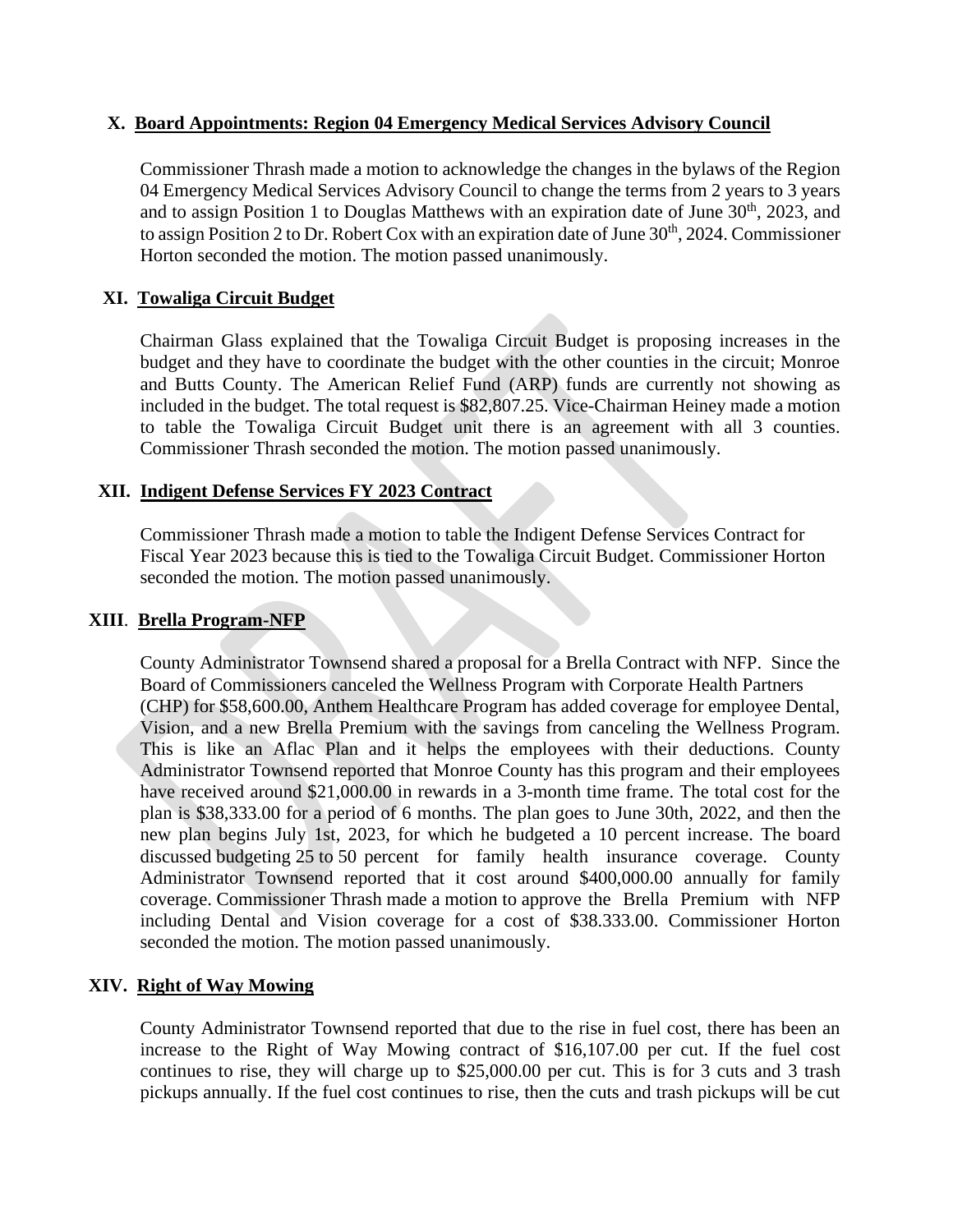## X. Board Appointments: Region 04 Emergency Medical Services Advisory Council

Commissioner Thrash made a motion to acknowledge the changes in the bylaws of the Region 04 Emergency Medical Services Advisory Council to change the terms from 2 years to 3 years and to assign Position 1 to Douglas Matthews with an expiration date of June 30th, 2023, and to assign Position 2 to Dr. Robert Cox with expiration date of June 30th, 2024. Commissioner Horton seconded the motion. The motion passed unanimously.

## XI. Towaliga Circuit Budget

Chairman Glass explained that the Towaliga Circuit Budget is proposing increases in the budget and they have to coordinate the budget with the other counties in the circuit; Monroe and Butts County. The American Relief Fund (ARP) funds are currently not showing as included in the budget. The total request is $82,807.25. Vice-Chairman Heiney made a motion to table the Towaliga Circuit Budget unit there is an agreement with all 3 counties. Commissioner Thrash seconded the motion. The motion passed unanimously.

## XII. Indigent Defense Services FY 2023 Contract

Commissioner Thrash made a motion to table the Indigent Defense Services Contract for Fiscal Year 2023 because this is tied to the Towaliga Circuit Budget. Commissioner Horton seconded the motion. The motion passed unanimously.

## XIII. Brella Program-NFP

County Administrator Townsend shared a proposal for a Brella Contract with NFP. Since the Board of Commissioners canceled the Wellness Program with Corporate Health Partners (CHP) for $58,600.00, Anthem Healthcare Program has added coverage for employee Dental, Vision, and a new Brella Premium with the savings from canceling the Wellness Program. This is like an Aflac Plan and it helps the employees with their deductions. County Administrator Townsend reported that Monroe County has this program and their employees have received around $21,000.00 in rewards in a 3-month time frame. The total cost for the plan is $38,333.00 for a period of 6 months. The plan goes to June 30th, 2022, and then the new plan begins July 1st, 2023, for which he budgeted a 10 percent increase. The board discussed budgeting 25 to 50 percent for family health insurance coverage. County Administrator Townsend reported that it cost around $400,000.00 annually for family coverage. Commissioner Thrash made a motion to approve the Brella Premium with NFP including Dental and Vision coverage for a cost of $38.333.00. Commissioner Horton seconded the motion. The motion passed unanimously.

## XIV. Right of Way Mowing

County Administrator Townsend reported that due to the rise in fuel cost, there has been an increase to the Right of Way Mowing contract of $16,107.00 per cut. If the fuel cost continues to rise, they will charge up to $25,000.00 per cut. This is for 3 cuts and 3 trash pickups annually. If the fuel cost continues to rise, then the cuts and trash pickups will be cut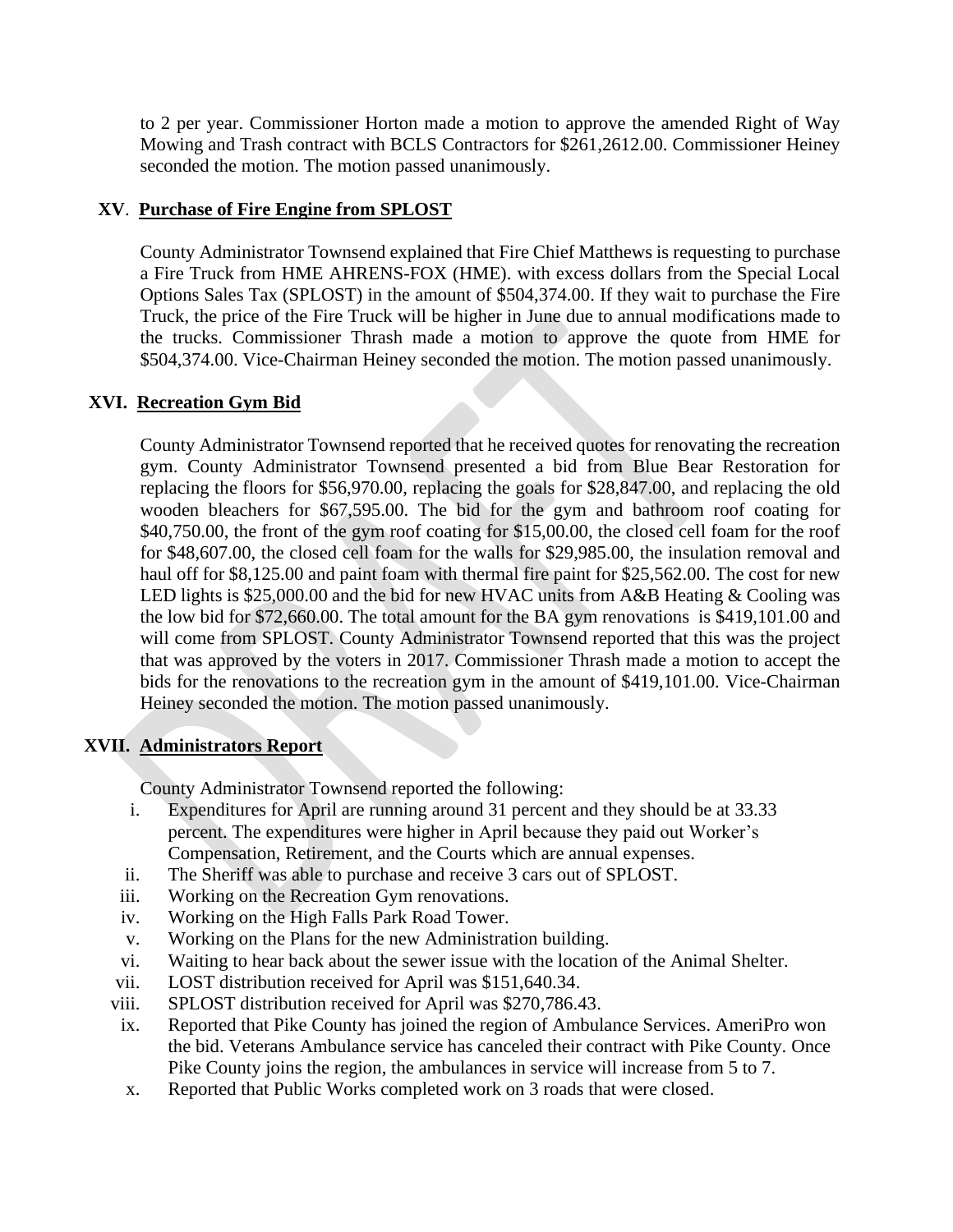to 2 per year. Commissioner Horton made a motion to approve the amended Right of Way Mowing and Trash contract with BCLS Contractors for $261,2612.00. Commissioner Heiney seconded the motion. The motion passed unanimously.

## XV. **Purchase of Fire Engine from SPLOST**

County Administrator Townsend explained that Fire Chief Matthews is requesting to purchase a Fire Truck from HME AHRENS-FOX (HME). with excess dollars from the Special Local Options Sales Tax (SPLOST) in the amount of $504,374.00. If they wait to purchase the Fire Truck, the price of the Fire Truck will be higher in June due to annual modifications made to the trucks. Commissioner Thrash made a motion to approve the quote from HME for $504,374.00. Vice-Chairman Heiney seconded the motion. The motion passed unanimously.

## XVI. **Recreation Gym Bid**

County Administrator Townsend reported that he received quotes for renovating the recreation gym. County Administrator Townsend presented a bid from Blue Bear Restoration for replacing the floors for $56,970.00, replacing the goals for $28,847.00, and replacing the old wooden bleachers for $67,595.00. The bid for the gym and bathroom roof coating for $40,750.00, the front of the gym roof coating for $15,00.00, the closed cell foam for the roof for $48,607.00, the closed cell foam for the walls for $29,985.00, the insulation removal and haul off for $8,125.00 and paint foam with thermal fire paint for $25,562.00. The cost for new LED lights is $25,000.00 and the bid for new HVAC units from A&B Heating & Cooling was the low bid for $72,660.00. The total amount for the BA gym renovations is $419,101.00 and will come from SPLOST. County Administrator Townsend reported that this was the project that was approved by the voters in 2017. Commissioner Thrash made a motion to accept the bids for the renovations to the recreation gym in the amount of $419,101.00. Vice-Chairman Heiney seconded the motion. The motion passed unanimously.

## XVII. **Administrators Report**

County Administrator Townsend reported the following:

i. Expenditures for April are running around 31 percent and they should be at 33.33 percent. The expenditures were higher in April because they paid out Worker's Compensation, Retirement, and the Courts which are annual expenses.
ii. The Sheriff was able to purchase and receive 3 cars out of SPLOST.
iii. Working on the Recreation Gym renovations.
iv. Working on the High Falls Park Road Tower.
v. Working on the Plans for the new Administration building.
vi. Waiting to hear back about the sewer issue with the location of the Animal Shelter.
vii. LOST distribution received for April was $151,640.34.
viii. SPLOST distribution received for April was $270,786.43.
ix. Reported that Pike County has joined the region of Ambulance Services. AmeriPro won the bid. Veterans Ambulance service has canceled their contract with Pike County. Once Pike County joins the region, the ambulances in service will increase from 5 to 7.
x. Reported that Public Works completed work on 3 roads that were closed.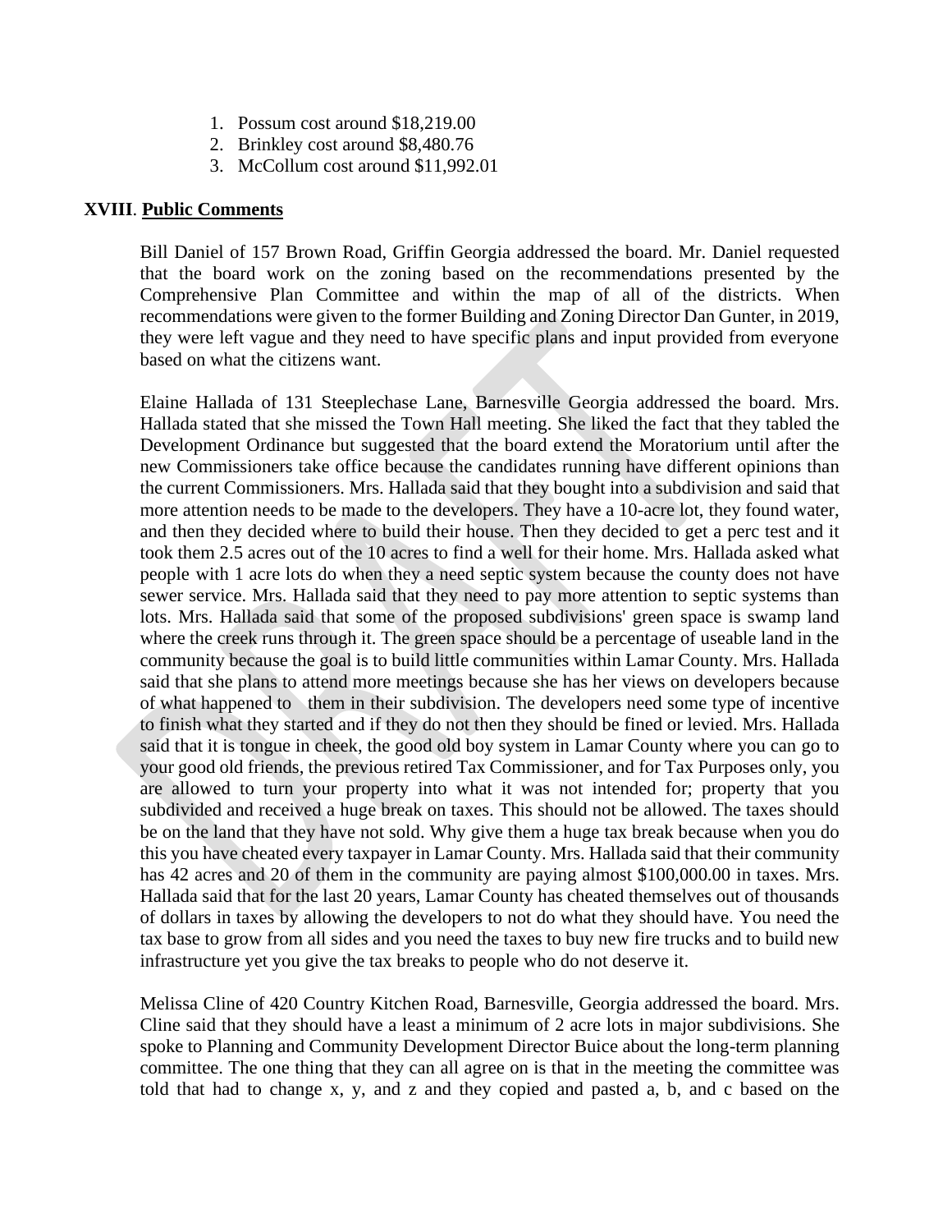1. Possum cost around $18,219.00
2. Brinkley cost around $8,480.76
3. McCollum cost around $11,992.01

**XVIII**. **Public Comments**

Bill Daniel of 157 Brown Road, Griffin Georgia addressed the board. Mr. Daniel requested that the board work on the zoning based on the recommendations presented by the Comprehensive Plan Committee and within the map of all of the districts. When recommendations were given to the former Building and Zoning Director Dan Gunter, in 2019, they were left vague and they need to have specific plans and input provided from everyone based on what the citizens want.

Elaine Hallada of 131 Steeplechase Lane, Barnesville Georgia addressed the board. Mrs. Hallada stated that she missed the Town Hall meeting. She liked the fact that they tabled the Development Ordinance but suggested that the board extend the Moratorium until after the new Commissioners take office because the candidates running have different opinions than the current Commissioners. Mrs. Hallada said that they bought into a subdivision and said that more attention needs to be made to the developers. They have a 10-acre lot, they found water, and then they decided where to build their house. Then they decided to get a perc test and it took them 2.5 acres out of the 10 acres to find a well for their home. Mrs. Hallada asked what people with 1 acre lots do when they a need septic system because the county does not have sewer service. Mrs. Hallada said that they need to pay more attention to septic systems than lots. Mrs. Hallada said that some of the proposed subdivisions' green space is swamp land where the creek runs through it. The green space should be a percentage of useable land in the community because the goal is to build little communities within Lamar County. Mrs. Hallada said that she plans to attend more meetings because she has her views on developers because of what happened to them in their subdivision. The developers need some type of incentive to finish what they started and if they do not then they should be fined or levied. Mrs. Hallada said that it is tongue in cheek, the good old boy system in Lamar County where you can go to your good old friends, the previous retired Tax Commissioner, and for Tax Purposes only, you are allowed to turn your property into what it was not intended for; property that you subdivided and received a huge break on taxes. This should not be allowed. The taxes should be on the land that they have not sold. Why give them a huge tax break because when you do this you have cheated every taxpayer in Lamar County. Mrs. Hallada said that their community has 42 acres and 20 of them in the community are paying almost $100,000.00 in taxes. Mrs. Hallada said that for the last 20 years, Lamar County has cheated themselves out of thousands of dollars in taxes by allowing the developers to not do what they should have. You need the tax base to grow from all sides and you need the taxes to buy new fire trucks and to build new infrastructure yet you give the tax breaks to people who do not deserve it.

Melissa Cline of 420 Country Kitchen Road, Barnesville, Georgia addressed the board. Mrs. Cline said that they should have a least a minimum of 2 acre lots in major subdivisions. She spoke to Planning and Community Development Director Buice about the long-term planning committee. The one thing that they can all agree on is that in the meeting the committee was told that had to change x, y, and z and they copied and pasted a, b, and c based on the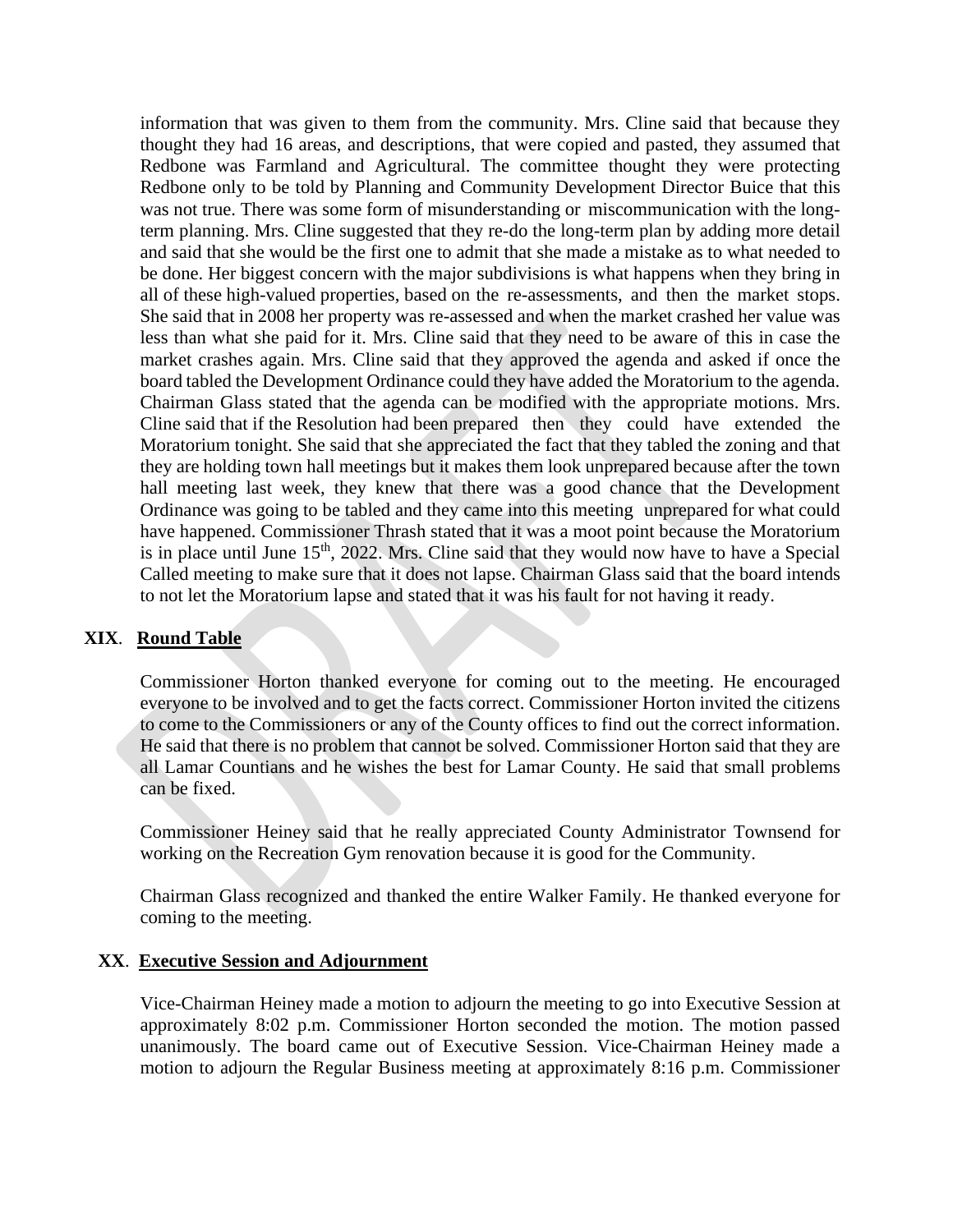information that was given to them from the community. Mrs. Cline said that because they thought they had 16 areas, and descriptions, that were copied and pasted, they assumed that Redbone was Farmland and Agricultural. The committee thought they were protecting Redbone only to be told by Planning and Community Development Director Buice that this was not true. There was some form of misunderstanding or miscommunication with the long-term planning. Mrs. Cline suggested that they re-do the long-term plan by adding more detail and said that she would be the first one to admit that she made a mistake as to what needed to be done. Her biggest concern with the major subdivisions is what happens when they bring in all of these high-valued properties, based on the re-assessments, and then the market stops. She said that in 2008 her property was re-assessed and when the market crashed her value was less than what she paid for it. Mrs. Cline said that they need to be aware of this in case the market crashes again. Mrs. Cline said that they approved the agenda and asked if once the board tabled the Development Ordinance could they have added the Moratorium to the agenda. Chairman Glass stated that the agenda can be modified with the appropriate motions. Mrs. Cline said that if the Resolution had been prepared then they could have extended the Moratorium tonight. She said that she appreciated the fact that they tabled the zoning and that they are holding town hall meetings but it makes them look unprepared because after the town hall meeting last week, they knew that there was a good chance that the Development Ordinance was going to be tabled and they came into this meeting unprepared for what could have happened. Commissioner Thrash stated that it was a moot point because the Moratorium is in place until June 15th, 2022. Mrs. Cline said that they would now have to have a Special Called meeting to make sure that it does not lapse. Chairman Glass said that the board intends to not let the Moratorium lapse and stated that it was his fault for not having it ready.

## XIX. Round Table

Commissioner Horton thanked everyone for coming out to the meeting. He encouraged everyone to be involved and to get the facts correct. Commissioner Horton invited the citizens to come to the Commissioners or any of the County offices to find out the correct information. He said that there is no problem that cannot be solved. Commissioner Horton said that they are all Lamar Countians and he wishes the best for Lamar County. He said that small problems can be fixed.

Commissioner Heiney said that he really appreciated County Administrator Townsend for working on the Recreation Gym renovation because it is good for the Community.

Chairman Glass recognized and thanked the entire Walker Family. He thanked everyone for coming to the meeting.

## XX. Executive Session and Adjournment

Vice-Chairman Heiney made a motion to adjourn the meeting to go into Executive Session at approximately 8:02 p.m. Commissioner Horton seconded the motion. The motion passed unanimously. The board came out of Executive Session. Vice-Chairman Heiney made a motion to adjourn the Regular Business meeting at approximately 8:16 p.m. Commissioner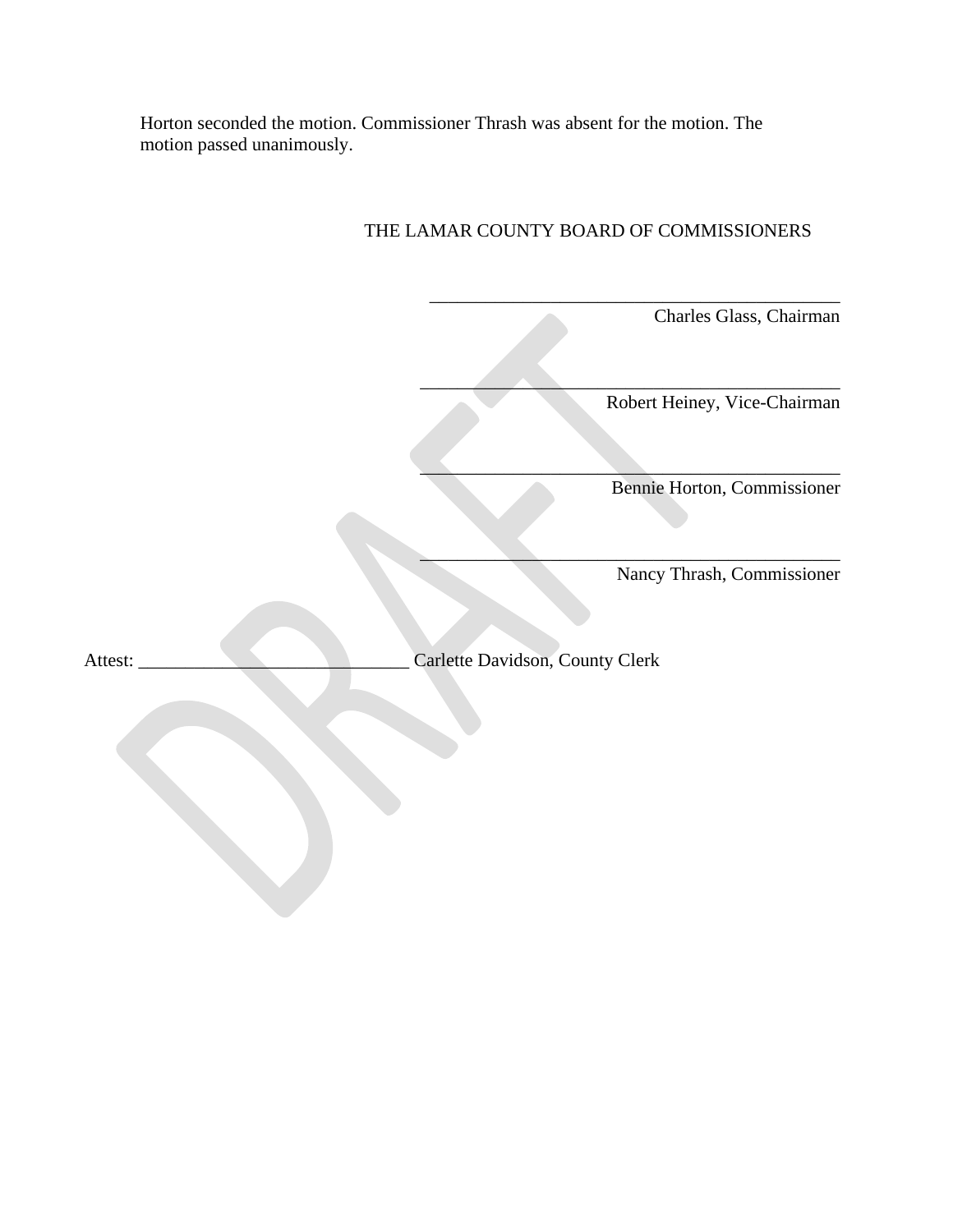Horton seconded the motion. Commissioner Thrash was absent for the motion. The motion passed unanimously.

THE LAMAR COUNTY BOARD OF COMMISSIONERS

_______________________________________________
Charles Glass, Chairman

_______________________________________________
Robert Heiney, Vice-Chairman

_______________________________________________
Bennie Horton, Commissioner

_______________________________________________
Nancy Thrash, Commissioner

Attest: _____________________________ Carlette Davidson, County Clerk